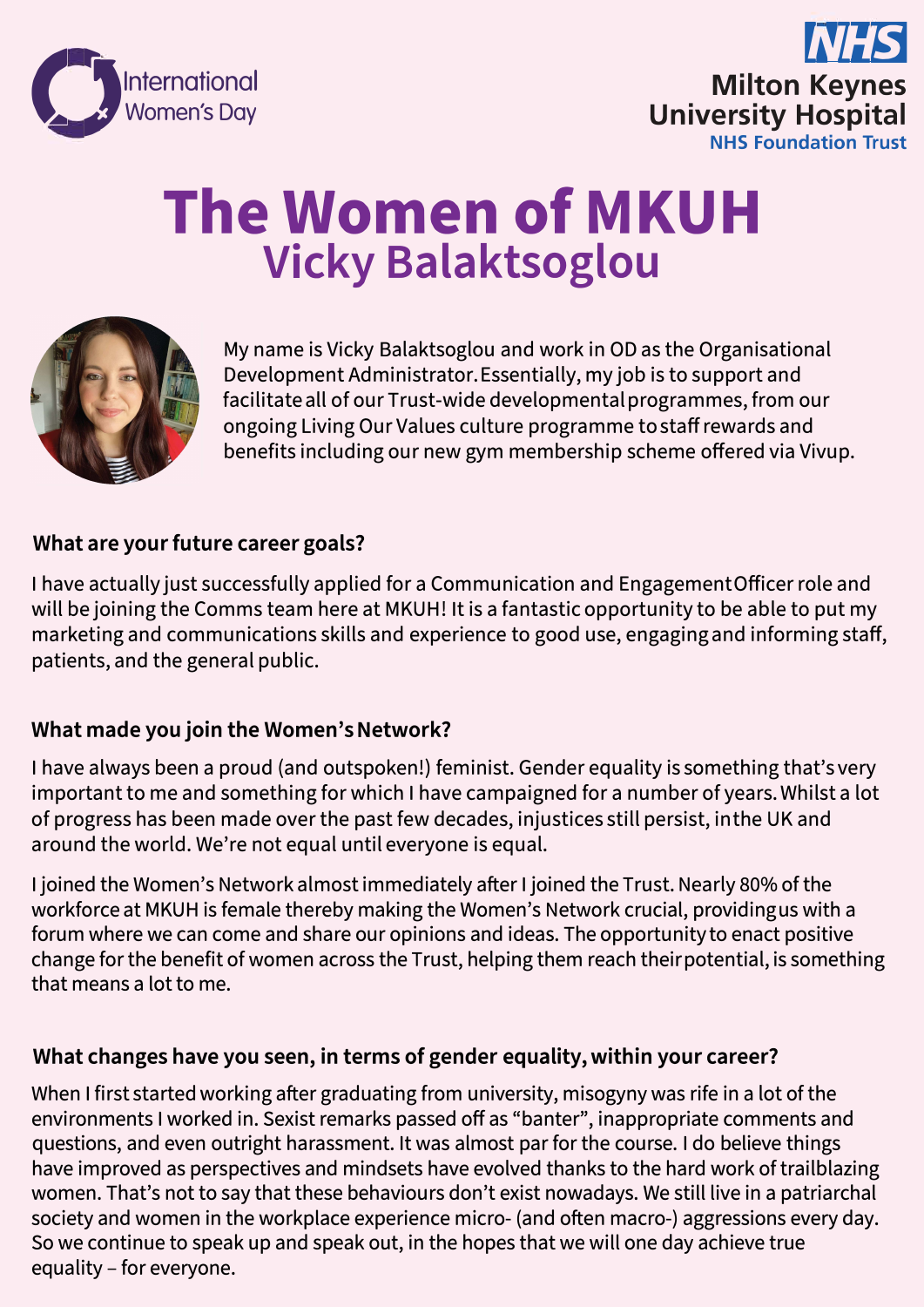International Women's Day

NHS Milton Keynes University Hospital NHS Foundation Trust

# The Women of MKUH

## Vicky Balaktsoglou

My name is Vicky Balaktsoglou and work in OD as the Organisational Development Administrator. Essentially, my job is to support and facilitate all of our Trust-wide developmental programmes, from our ongoing Living Our Values culture programme to staff rewards and benefits including our new gym membership scheme offered via Vivup.

**What are your future career goals?**

I have actually just successfully applied for a Communication and Engagement Officer role and will be joining the Comms team here at MKUH! It is a fantastic opportunity to be able to put my marketing and communications skills and experience to good use, engaging and informing staff, patients, and the general public.

**What made you join the Women's Network?**

I have always been a proud (and outspoken!) feminist. Gender equality is something that's very important to me and something for which I have campaigned for a number of years. Whilst a lot of progress has been made over the past few decades, injustices still persist, in the UK and around the world. We're not equal until everyone is equal.

I joined the Women's Network almost immediately after I joined the Trust. Nearly 80% of the workforce at MKUH is female thereby making the Women's Network crucial, providing us with a forum where we can come and share our opinions and ideas. The opportunity to enact positive change for the benefit of women across the Trust, helping them reach their potential, is something that means a lot to me.

**What changes have you seen, in terms of gender equality, within your career?**

When I first started working after graduating from university, misogyny was rife in a lot of the environments I worked in. Sexist remarks passed off as "banter", inappropriate comments and questions, and even outright harassment. It was almost par for the course. I do believe things have improved as perspectives and mindsets have evolved thanks to the hard work of trailblazing women. That's not to say that these behaviours don't exist nowadays. We still live in a patriarchal society and women in the workplace experience micro- (and often macro-) aggressions every day. So we continue to speak up and speak out, in the hopes that we will one day achieve true equality – for everyone.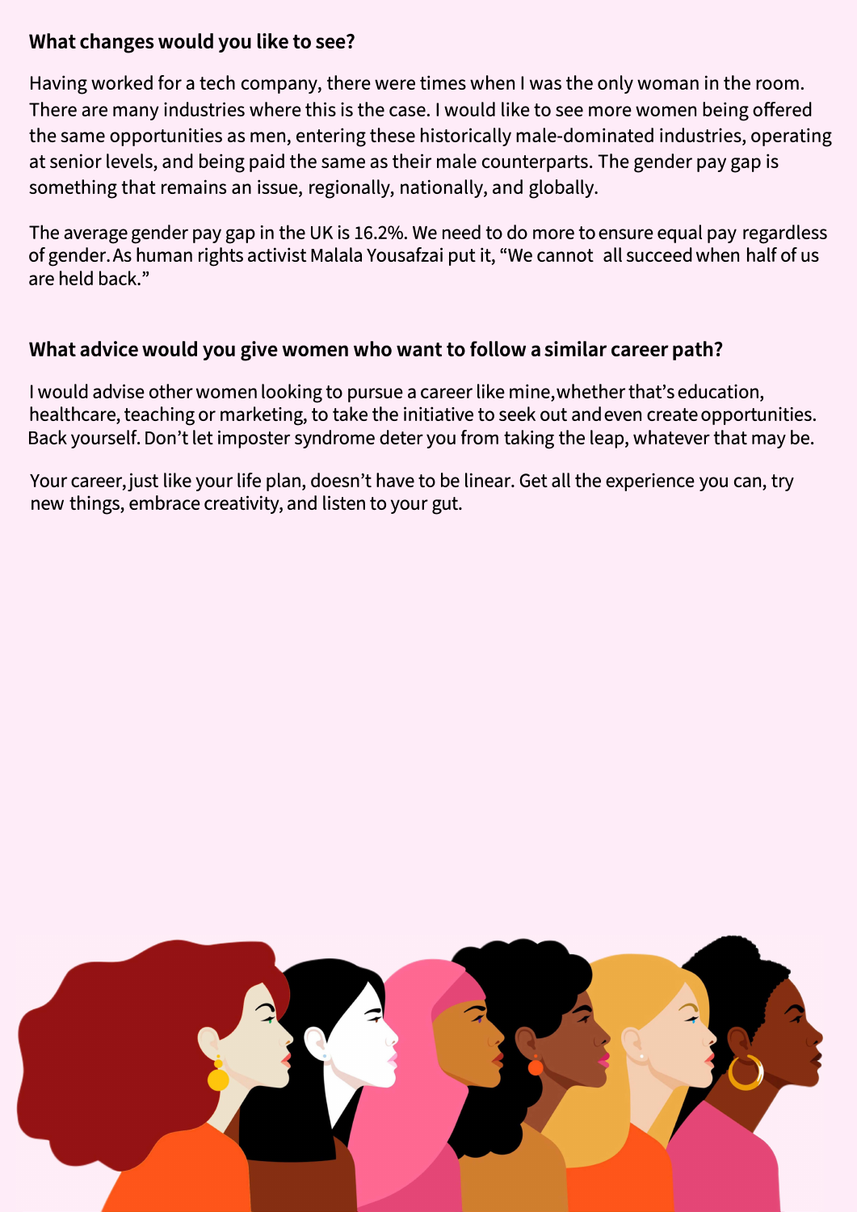### What changes would you like to see?

Having worked for a tech company, there were times when I was the only woman in the room. There are many industries where this is the case. I would like to see more women being offered the same opportunities as men, entering these historically male-dominated industries, operating at senior levels, and being paid the same as their male counterparts. The gender pay gap is something that remains an issue, regionally, nationally, and globally.

The average gender pay gap in the UK is 16.2%. We need to do more to ensure equal pay regardless of gender. As human rights activist Malala Yousafzai put it, “We cannot all succeed when half of us are held back.”

### What advice would you give women who want to follow a similar career path?

I would advise other women looking to pursue a career like mine, whether that’s education, healthcare, teaching or marketing, to take the initiative to seek out and even create opportunities. Back yourself. Don’t let imposter syndrome deter you from taking the leap, whatever that may be.

Your career, just like your life plan, doesn’t have to be linear. Get all the experience you can, try new things, embrace creativity, and listen to your gut.